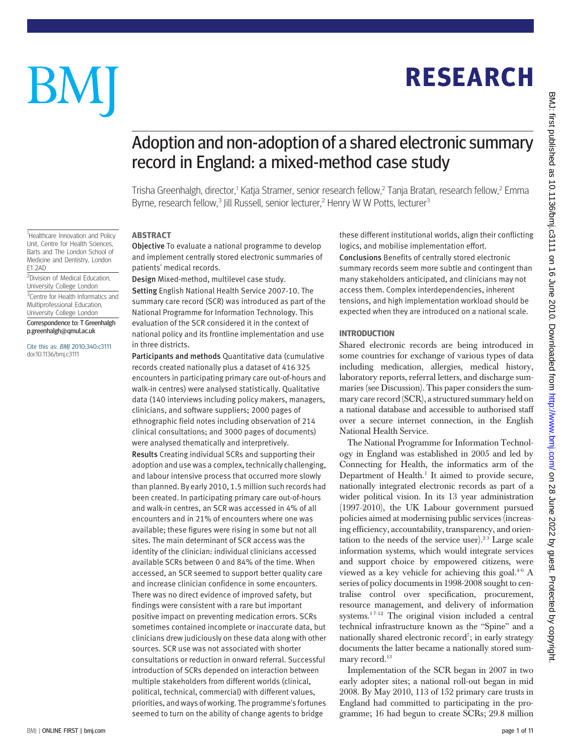# Adoption and non-adoption of a shared electronic summary record in England: a mixed-method case study

Trisha Greenhalgh, director,[1] Katja Stramer, senior research fellow,[2] Tanja Bratan, research fellow,[2] Emma Byrne, research fellow,[3] Jill Russell, senior lecturer,[2] Henry W W Potts, lecturer[3]

[1]Healthcare Innovation and Policy Unit, Centre for Health Sciences, Barts and The London School of Medicine and Dentistry, London E1 2AD

[2]Division of Medical Education, University College London

[3]Centre for Health Informatics and Multiprofessional Education, University College London

Correspondence to: T Greenhalgh p.greenhalgh@qmul.ac.uk

Cite this as: *BMJ* 2010;340:c3111 doi:10.1136/bmj.c3111

## ABSTRACT

**Objective** To evaluate a national programme to develop and implement centrally stored electronic summaries of patients' medical records.

**Design** Mixed-method, multilevel case study.

**Setting** English National Health Service 2007-10. The summary care record (SCR) was introduced as part of the National Programme for Information Technology. This evaluation of the SCR considered it in the context of national policy and its frontline implementation and use in three districts.

**Participants and methods** Quantitative data (cumulative records created nationally plus a dataset of 416 325 encounters in participating primary care out-of-hours and walk-in centres) were analysed statistically. Qualitative data (140 interviews including policy makers, managers, clinicians, and software suppliers; 2000 pages of ethnographic field notes including observation of 214 clinical consultations; and 3000 pages of documents) were analysed thematically and interpretively.

**Results** Creating individual SCRs and supporting their adoption and use was a complex, technically challenging, and labour intensive process that occurred more slowly than planned. By early 2010, 1.5 million such records had been created. In participating primary care out-of-hours and walk-in centres, an SCR was accessed in 4% of all encounters and in 21% of encounters where one was available; these figures were rising in some but not all sites. The main determinant of SCR access was the identity of the clinician: individual clinicians accessed available SCRs between 0 and 84% of the time. When accessed, an SCR seemed to support better quality care and increase clinician confidence in some encounters. There was no direct evidence of improved safety, but findings were consistent with a rare but important positive impact on preventing medication errors. SCRs sometimes contained incomplete or inaccurate data, but clinicians drew judiciously on these data along with other sources. SCR use was not associated with shorter consultations or reduction in onward referral. Successful introduction of SCRs depended on interaction between multiple stakeholders from different worlds (clinical, political, technical, commercial) with different values, priorities, and ways of working. The programme's fortunes seemed to turn on the ability of change agents to bridge these different institutional worlds, align their conflicting logics, and mobilise implementation effort.

**Conclusions** Benefits of centrally stored electronic summary records seem more subtle and contingent than many stakeholders anticipated, and clinicians may not access them. Complex interdependencies, inherent tensions, and high implementation workload should be expected when they are introduced on a national scale.

## INTRODUCTION

Shared electronic records are being introduced in some countries for exchange of various types of data including medication, allergies, medical history, laboratory reports, referral letters, and discharge summaries (see Discussion). This paper considers the summary care record (SCR), a structured summary held on a national database and accessible to authorised staff over a secure internet connection, in the English National Health Service.

The National Programme for Information Technology in England was established in 2005 and led by Connecting for Health, the informatics arm of the Department of Health.[1] It aimed to provide secure, nationally integrated electronic records as part of a wider political vision. In its 13 year administration (1997-2010), the UK Labour government pursued policies aimed at modernising public services (increasing efficiency, accountability, transparency, and orientation to the needs of the service user).[2,3] Large scale information systems, which would integrate services and support choice by empowered citizens, were viewed as a key vehicle for achieving this goal.[4-6] A series of policy documents in 1998-2008 sought to centralise control over specification, procurement, resource management, and delivery of information systems.[1,7-12] The original vision included a central technical infrastructure known as the "Spine" and a nationally shared electronic record[7]; in early strategy documents the latter became a nationally stored summary record.[13]

Implementation of the SCR began in 2007 in two early adopter sites; a national roll-out began in mid 2008. By May 2010, 113 of 152 primary care trusts in England had committed to participating in the programme; 16 had begun to create SCRs; 29.8 million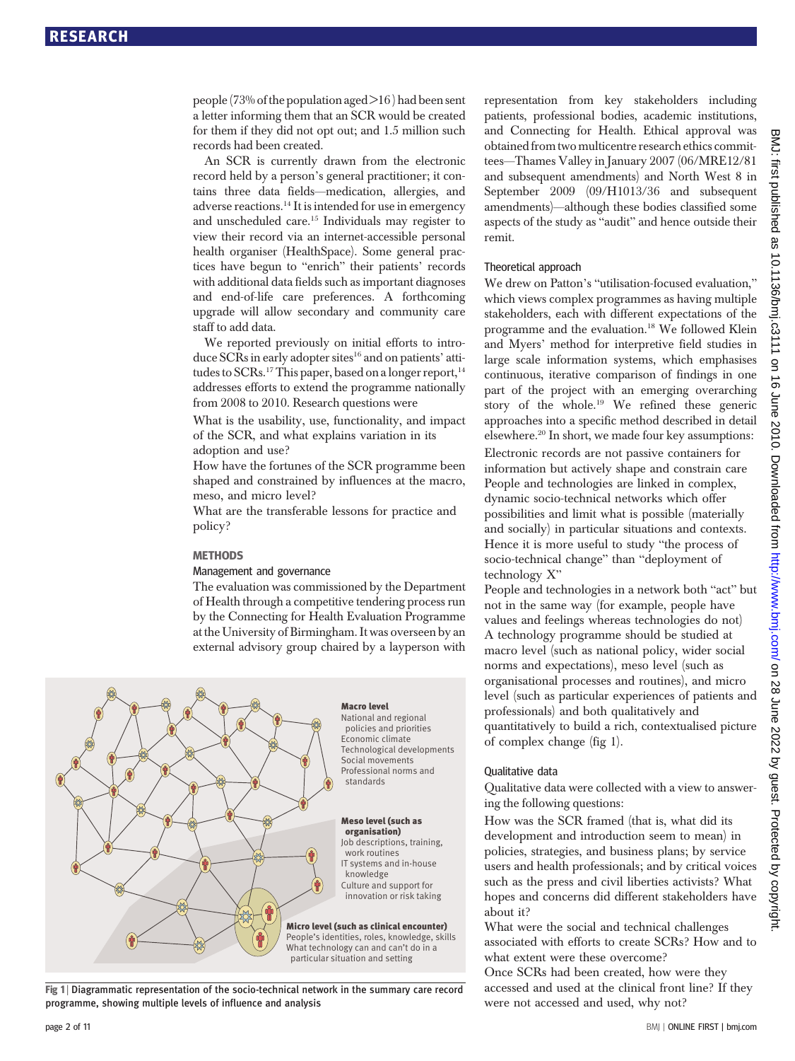people (73% of the population aged >16) had been sent a letter informing them that an SCR would be created for them if they did not opt out; and 1.5 million such records had been created.

An SCR is currently drawn from the electronic record held by a person's general practitioner; it contains three data fields—medication, allergies, and adverse reactions.[14] It is intended for use in emergency and unscheduled care.[15] Individuals may register to view their record via an internet-accessible personal health organiser (HealthSpace). Some general practices have begun to "enrich" their patients' records with additional data fields such as important diagnoses and end-of-life care preferences. A forthcoming upgrade will allow secondary and community care staff to add data.

We reported previously on initial efforts to introduce SCRs in early adopter sites[16] and on patients' attitudes to SCRs.[17] This paper, based on a longer report,[14] addresses efforts to extend the programme nationally from 2008 to 2010. Research questions were

What is the usability, use, functionality, and impact of the SCR, and what explains variation in its adoption and use?

How have the fortunes of the SCR programme been shaped and constrained by influences at the macro, meso, and micro level?

What are the transferable lessons for practice and policy?

## METHODS

### Management and governance

The evaluation was commissioned by the Department of Health through a competitive tendering process run by the Connecting for Health Evaluation Programme at the University of Birmingham. It was overseen by an external advisory group chaired by a layperson with representation from key stakeholders including patients, professional bodies, academic institutions, and Connecting for Health. Ethical approval was obtained from two multicentre research ethics committees—Thames Valley in January 2007 (06/MRE12/81 and subsequent amendments) and North West 8 in September 2009 (09/H1013/36 and subsequent amendments)—although these bodies classified some aspects of the study as "audit" and hence outside their remit.

**Macro level**
National and regional policies and priorities
Economic climate
Technological developments
Social movements
Professional norms and standards

**Meso level (such as organisation)**
Job descriptions, training, work routines
IT systems and in-house knowledge
Culture and support for innovation or risk taking

**Micro level (such as clinical encounter)**
People's identities, roles, knowledge, skills
What technology can and can't do in a particular situation and setting

Fig 1 | Diagrammatic representation of the socio-technical network in the summary care record programme, showing multiple levels of influence and analysis

### Theoretical approach

We drew on Patton's "utilisation-focused evaluation," which views complex programmes as having multiple stakeholders, each with different expectations of the programme and the evaluation.[18] We followed Klein and Myers' method for interpretive field studies in large scale information systems, which emphasises continuous, iterative comparison of findings in one part of the project with an emerging overarching story of the whole.[19] We refined these generic approaches into a specific method described in detail elsewhere.[20] In short, we made four key assumptions:

Electronic records are not passive containers for information but actively shape and constrain care

People and technologies are linked in complex, dynamic socio-technical networks which offer possibilities and limit what is possible (materially and socially) in particular situations and contexts. Hence it is more useful to study "the process of socio-technical change" than "deployment of technology X"

People and technologies in a network both "act" but not in the same way (for example, people have values and feelings whereas technologies do not)

A technology programme should be studied at macro level (such as national policy, wider social norms and expectations), meso level (such as organisational processes and routines), and micro level (such as particular experiences of patients and professionals) and both qualitatively and quantitatively to build a rich, contextualised picture of complex change (fig 1).

### Qualitative data

Qualitative data were collected with a view to answering the following questions:

How was the SCR framed (that is, what did its development and introduction seem to mean) in policies, strategies, and business plans; by service users and health professionals; and by critical voices such as the press and civil liberties activists? What hopes and concerns did different stakeholders have about it?

What were the social and technical challenges associated with efforts to create SCRs? How and to what extent were these overcome?

Once SCRs had been created, how were they accessed and used at the clinical front line? If they were not accessed and used, why not?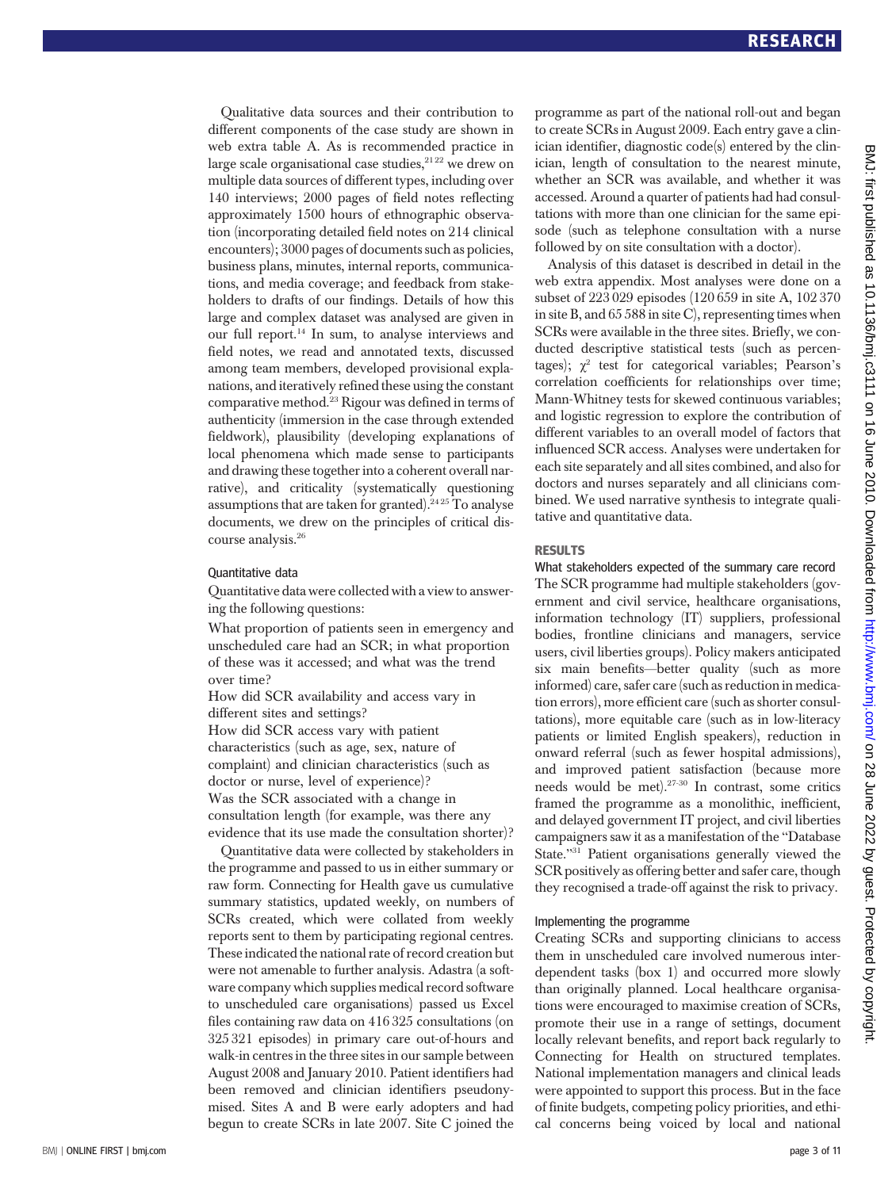Qualitative data sources and their contribution to different components of the case study are shown in web extra table A. As is recommended practice in large scale organisational case studies,[21 22] we drew on multiple data sources of different types, including over 140 interviews; 2000 pages of field notes reflecting approximately 1500 hours of ethnographic observation (incorporating detailed field notes on 214 clinical encounters); 3000 pages of documents such as policies, business plans, minutes, internal reports, communications, and media coverage; and feedback from stakeholders to drafts of our findings. Details of how this large and complex dataset was analysed are given in our full report.[14] In sum, to analyse interviews and field notes, we read and annotated texts, discussed among team members, developed provisional explanations, and iteratively refined these using the constant comparative method.[23] Rigour was defined in terms of authenticity (immersion in the case through extended fieldwork), plausibility (developing explanations of local phenomena which made sense to participants and drawing these together into a coherent overall narrative), and criticality (systematically questioning assumptions that are taken for granted).[24 25] To analyse documents, we drew on the principles of critical discourse analysis.[26]

### Quantitative data

Quantitative data were collected with a view to answering the following questions:

What proportion of patients seen in emergency and unscheduled care had an SCR; in what proportion of these was it accessed; and what was the trend over time?

How did SCR availability and access vary in different sites and settings?

How did SCR access vary with patient characteristics (such as age, sex, nature of complaint) and clinician characteristics (such as doctor or nurse, level of experience)?

Was the SCR associated with a change in consultation length (for example, was there any evidence that its use made the consultation shorter)?

Quantitative data were collected by stakeholders in the programme and passed to us in either summary or raw form. Connecting for Health gave us cumulative summary statistics, updated weekly, on numbers of SCRs created, which were collated from weekly reports sent to them by participating regional centres. These indicated the national rate of record creation but were not amenable to further analysis. Adastra (a software company which supplies medical record software to unscheduled care organisations) passed us Excel files containing raw data on 416 325 consultations (on 325 321 episodes) in primary care out-of-hours and walk-in centres in the three sites in our sample between August 2008 and January 2010. Patient identifiers had been removed and clinician identifiers pseudonymised. Sites A and B were early adopters and had begun to create SCRs in late 2007. Site C joined the programme as part of the national roll-out and began to create SCRs in August 2009. Each entry gave a clinician identifier, diagnostic code(s) entered by the clinician, length of consultation to the nearest minute, whether an SCR was available, and whether it was accessed. Around a quarter of patients had had consultations with more than one clinician for the same episode (such as telephone consultation with a nurse followed by on site consultation with a doctor).

Analysis of this dataset is described in detail in the web extra appendix. Most analyses were done on a subset of 223 029 episodes (120 659 in site A, 102 370 in site B, and 65 588 in site C), representing times when SCRs were available in the three sites. Briefly, we conducted descriptive statistical tests (such as percentages); $\chi^2$ test for categorical variables; Pearson's correlation coefficients for relationships over time; Mann-Whitney tests for skewed continuous variables; and logistic regression to explore the contribution of different variables to an overall model of factors that influenced SCR access. Analyses were undertaken for each site separately and all sites combined, and also for doctors and nurses separately and all clinicians combined. We used narrative synthesis to integrate qualitative and quantitative data.

## RESULTS

### What stakeholders expected of the summary care record

The SCR programme had multiple stakeholders (government and civil service, healthcare organisations, information technology (IT) suppliers, professional bodies, frontline clinicians and managers, service users, civil liberties groups). Policy makers anticipated six main benefits—better quality (such as more informed) care, safer care (such as reduction in medication errors), more efficient care (such as shorter consultations), more equitable care (such as in low-literacy patients or limited English speakers), reduction in onward referral (such as fewer hospital admissions), and improved patient satisfaction (because more needs would be met).[27-30] In contrast, some critics framed the programme as a monolithic, inefficient, and delayed government IT project, and civil liberties campaigners saw it as a manifestation of the "Database State."[31] Patient organisations generally viewed the SCR positively as offering better and safer care, though they recognised a trade-off against the risk to privacy.

### Implementing the programme

Creating SCRs and supporting clinicians to access them in unscheduled care involved numerous interdependent tasks (box 1) and occurred more slowly than originally planned. Local healthcare organisations were encouraged to maximise creation of SCRs, promote their use in a range of settings, document locally relevant benefits, and report back regularly to Connecting for Health on structured templates. National implementation managers and clinical leads were appointed to support this process. But in the face of finite budgets, competing policy priorities, and ethical concerns being voiced by local and national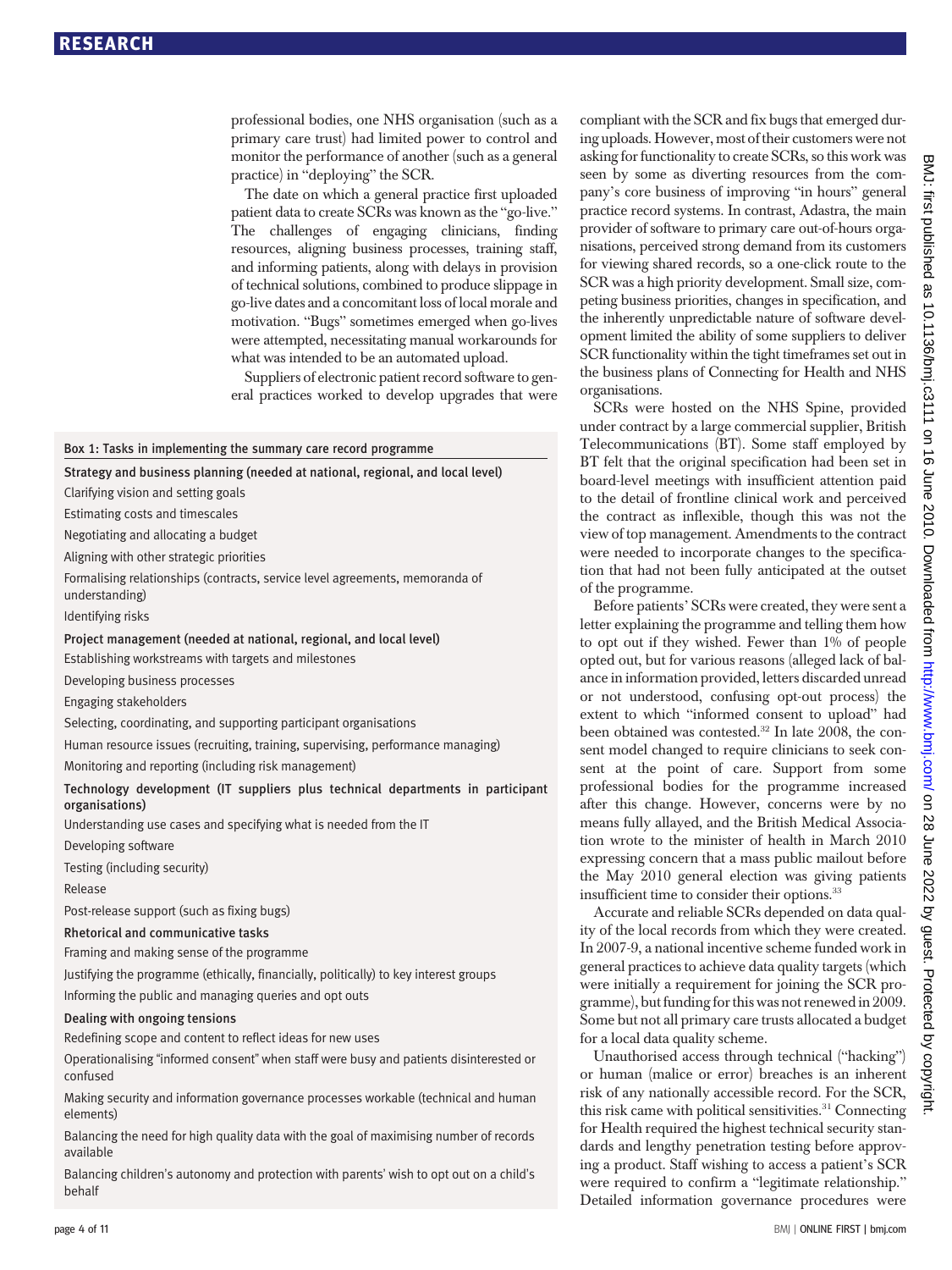professional bodies, one NHS organisation (such as a primary care trust) had limited power to control and monitor the performance of another (such as a general practice) in "deploying" the SCR.

The date on which a general practice first uploaded patient data to create SCRs was known as the "go-live." The challenges of engaging clinicians, finding resources, aligning business processes, training staff, and informing patients, along with delays in provision of technical solutions, combined to produce slippage in go-live dates and a concomitant loss of local morale and motivation. "Bugs" sometimes emerged when go-lives were attempted, necessitating manual workarounds for what was intended to be an automated upload.

Suppliers of electronic patient record software to general practices worked to develop upgrades that were compliant with the SCR and fix bugs that emerged during uploads. However, most of their customers were not asking for functionality to create SCRs, so this work was seen by some as diverting resources from the company's core business of improving "in hours" general practice record systems. In contrast, Adastra, the main provider of software to primary care out-of-hours organisations, perceived strong demand from its customers for viewing shared records, so a one-click route to the SCR was a high priority development. Small size, competing business priorities, changes in specification, and the inherently unpredictable nature of software development limited the ability of some suppliers to deliver SCR functionality within the tight timeframes set out in the business plans of Connecting for Health and NHS organisations.

SCRs were hosted on the NHS Spine, provided under contract by a large commercial supplier, British Telecommunications (BT). Some staff employed by BT felt that the original specification had been set in board-level meetings with insufficient attention paid to the detail of frontline clinical work and perceived the contract as inflexible, though this was not the view of top management. Amendments to the contract were needed to incorporate changes to the specification that had not been fully anticipated at the outset of the programme.

Before patients' SCRs were created, they were sent a letter explaining the programme and telling them how to opt out if they wished. Fewer than 1% of people opted out, but for various reasons (alleged lack of balance in information provided, letters discarded unread or not understood, confusing opt-out process) the extent to which "informed consent to upload" had been obtained was contested.[32] In late 2008, the consent model changed to require clinicians to seek consent at the point of care. Support from some professional bodies for the programme increased after this change. However, concerns were by no means fully allayed, and the British Medical Association wrote to the minister of health in March 2010 expressing concern that a mass public mailout before the May 2010 general election was giving patients insufficient time to consider their options.[33]

Accurate and reliable SCRs depended on data quality of the local records from which they were created. In 2007-9, a national incentive scheme funded work in general practices to achieve data quality targets (which were initially a requirement for joining the SCR programme), but funding for this was not renewed in 2009. Some but not all primary care trusts allocated a budget for a local data quality scheme.

Unauthorised access through technical ("hacking") or human (malice or error) breaches is an inherent risk of any nationally accessible record. For the SCR, this risk came with political sensitivities.[31] Connecting for Health required the highest technical security standards and lengthy penetration testing before approving a product. Staff wishing to access a patient's SCR were required to confirm a "legitimate relationship." Detailed information governance procedures were

**Box 1: Tasks in implementing the summary care record programme**

**Strategy and business planning (needed at national, regional, and local level)**

- Clarifying vision and setting goals
- Estimating costs and timescales
- Negotiating and allocating a budget
- Aligning with other strategic priorities
- Formalising relationships (contracts, service level agreements, memoranda of understanding)
- Identifying risks

**Project management (needed at national, regional, and local level)**

- Establishing workstreams with targets and milestones
- Developing business processes
- Engaging stakeholders
- Selecting, coordinating, and supporting participant organisations
- Human resource issues (recruiting, training, supervising, performance managing)
- Monitoring and reporting (including risk management)

**Technology development (IT suppliers plus technical departments in participant organisations)**

- Understanding use cases and specifying what is needed from the IT
- Developing software
- Testing (including security)
- Release
- Post-release support (such as fixing bugs)

**Rhetorical and communicative tasks**

- Framing and making sense of the programme
- Justifying the programme (ethically, financially, politically) to key interest groups
- Informing the public and managing queries and opt outs

**Dealing with ongoing tensions**

- Redefining scope and content to reflect ideas for new uses
- Operationalising "informed consent" when staff were busy and patients disinterested or confused
- Making security and information governance processes workable (technical and human elements)
- Balancing the need for high quality data with the goal of maximising number of records available
- Balancing children's autonomy and protection with parents' wish to opt out on a child's behalf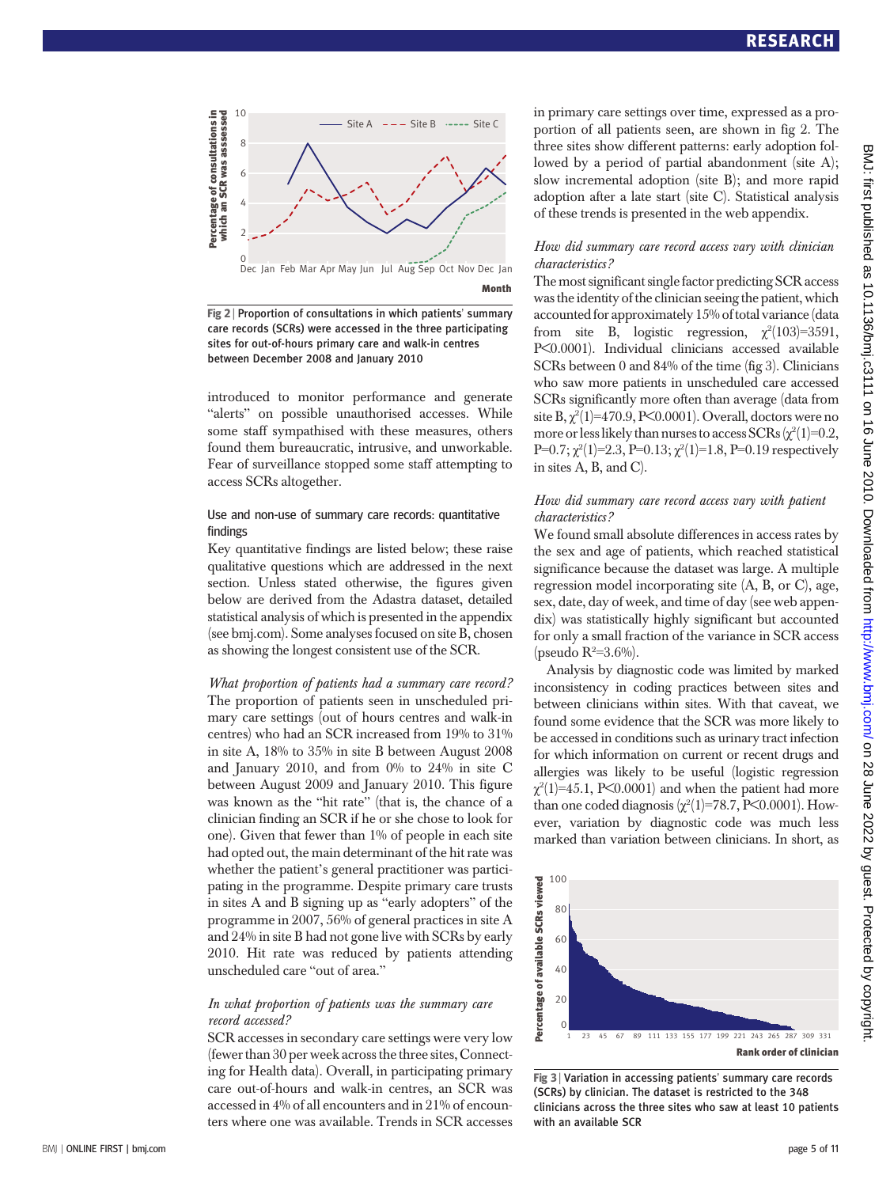Fig 2 | Proportion of consultations in which patients' summary care records (SCRs) were accessed in the three participating sites for out-of-hours primary care and walk-in centres between December 2008 and January 2010

introduced to monitor performance and generate "alerts" on possible unauthorised accesses. While some staff sympathised with these measures, others found them bureaucratic, intrusive, and unworkable. Fear of surveillance stopped some staff attempting to access SCRs altogether.

### Use and non-use of summary care records: quantitative findings

Key quantitative findings are listed below; these raise qualitative questions which are addressed in the next section. Unless stated otherwise, the figures given below are derived from the Adastra dataset, detailed statistical analysis of which is presented in the appendix (see bmj.com). Some analyses focused on site B, chosen as showing the longest consistent use of the SCR.

*What proportion of patients had a summary care record?*

The proportion of patients seen in unscheduled primary care settings (out of hours centres and walk-in centres) who had an SCR increased from 19% to 31% in site A, 18% to 35% in site B between August 2008 and January 2010, and from 0% to 24% in site C between August 2009 and January 2010. This figure was known as the "hit rate" (that is, the chance of a clinician finding an SCR if he or she chose to look for one). Given that fewer than 1% of people in each site had opted out, the main determinant of the hit rate was whether the patient's general practitioner was participating in the programme. Despite primary care trusts in sites A and B signing up as "early adopters" of the programme in 2007, 56% of general practices in site A and 24% in site B had not gone live with SCRs by early 2010. Hit rate was reduced by patients attending unscheduled care "out of area."

*In what proportion of patients was the summary care record accessed?*

SCR accesses in secondary care settings were very low (fewer than 30 per week across the three sites, Connecting for Health data). Overall, in participating primary care out-of-hours and walk-in centres, an SCR was accessed in 4% of all encounters and in 21% of encounters where one was available. Trends in SCR accesses in primary care settings over time, expressed as a proportion of all patients seen, are shown in fig 2. The three sites show different patterns: early adoption followed by a period of partial abandonment (site A); slow incremental adoption (site B); and more rapid adoption after a late start (site C). Statistical analysis of these trends is presented in the web appendix.

*How did summary care record access vary with clinician characteristics?*

The most significant single factor predicting SCR access was the identity of the clinician seeing the patient, which accounted for approximately 15% of total variance (data from site B, logistic regression, $\chi^2(103)=3591$, $P<0.0001$). Individual clinicians accessed available SCRs between 0 and 84% of the time (fig 3). Clinicians who saw more patients in unscheduled care accessed SCRs significantly more often than average (data from site B, $\chi^2(1)=470.9$, $P<0.0001$). Overall, doctors were no more or less likely than nurses to access SCRs ($\chi^2(1)=0.2$, $P=0.7$; $\chi^2(1)=2.3$, $P=0.13$; $\chi^2(1)=1.8$, $P=0.19$ respectively in sites A, B, and C).

*How did summary care record access vary with patient characteristics?*

We found small absolute differences in access rates by the sex and age of patients, which reached statistical significance because the dataset was large. A multiple regression model incorporating site (A, B, or C), age, sex, date, day of week, and time of day (see web appendix) was statistically highly significant but accounted for only a small fraction of the variance in SCR access (pseudo $R^2=3.6\%$).

Analysis by diagnostic code was limited by marked inconsistency in coding practices between sites and between clinicians within sites. With that caveat, we found some evidence that the SCR was more likely to be accessed in conditions such as urinary tract infection for which information on current or recent drugs and allergies was likely to be useful (logistic regression $\chi^2(1)=45.1$, $P<0.0001$) and when the patient had more than one coded diagnosis ($\chi^2(1)=78.7$, $P<0.0001$). However, variation by diagnostic code was much less marked than variation between clinicians. In short, as

Fig 3 | Variation in accessing patients' summary care records (SCRs) by clinician. The dataset is restricted to the 348 clinicians across the three sites who saw at least 10 patients with an available SCR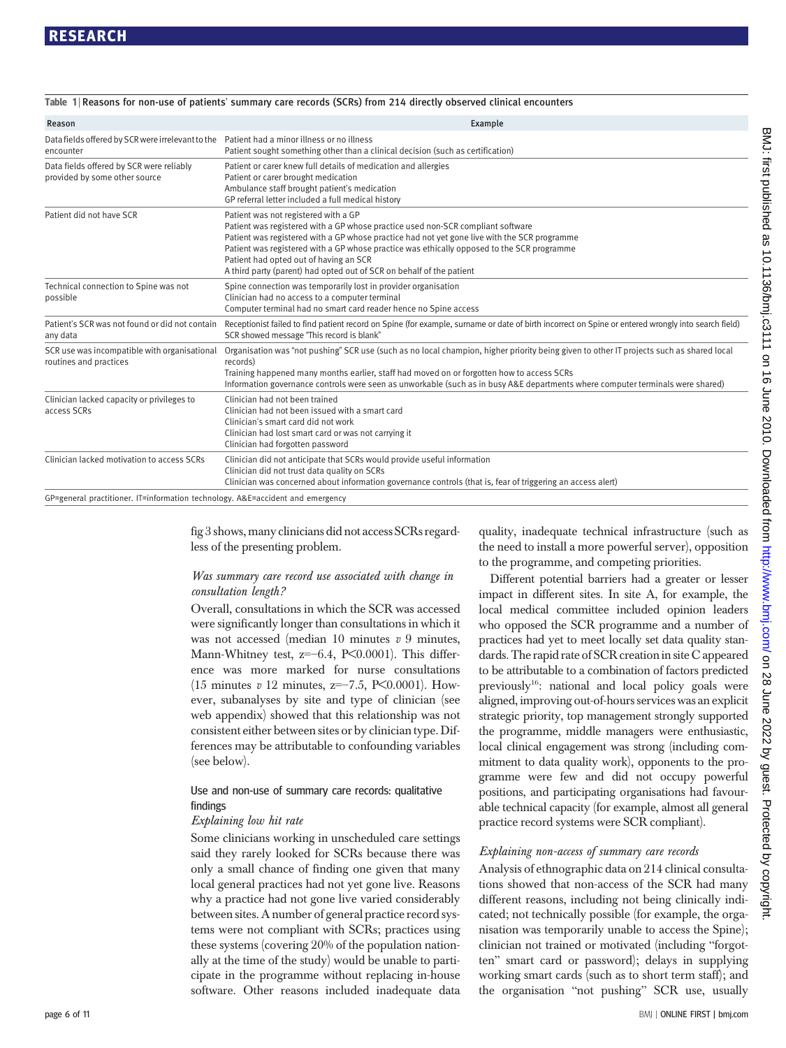Table 1 | Reasons for non-use of patients' summary care records (SCRs) from 214 directly observed clinical encounters

| Reason | Example |
|---|---|
| Data fields offered by SCR were irrelevant to the encounter | Patient had a minor illness or no illness<br>Patient sought something other than a clinical decision (such as certification) |
| Data fields offered by SCR were reliably provided by some other source | Patient or carer knew full details of medication and allergies<br>Patient or carer brought medication<br>Ambulance staff brought patient's medication<br>GP referral letter included a full medical history |
| Patient did not have SCR | Patient was not registered with a GP<br>Patient was registered with a GP whose practice used non-SCR compliant software<br>Patient was registered with a GP whose practice had not yet gone live with the SCR programme<br>Patient was registered with a GP whose practice was ethically opposed to the SCR programme<br>Patient had opted out of having an SCR<br>A third party (parent) had opted out of SCR on behalf of the patient |
| Technical connection to Spine was not possible | Spine connection was temporarily lost in provider organisation<br>Clinician had no access to a computer terminal<br>Computer terminal had no smart card reader hence no Spine access |
| Patient's SCR was not found or did not contain any data | Receptionist failed to find patient record on Spine (for example, surname or date of birth incorrect on Spine or entered wrongly into search field)<br>SCR showed message "This record is blank" |
| SCR use was incompatible with organisational routines and practices | Organisation was "not pushing" SCR use (such as no local champion, higher priority being given to other IT projects such as shared local records)<br>Training happened many months earlier, staff had moved on or forgotten how to access SCRs<br>Information governance controls were seen as unworkable (such as in busy A&E departments where computer terminals were shared) |
| Clinician lacked capacity or privileges to access SCRs | Clinician had not been trained<br>Clinician had not been issued with a smart card<br>Clinician's smart card did not work<br>Clinician had lost smart card or was not carrying it<br>Clinician had forgotten password |
| Clinician lacked motivation to access SCRs | Clinician did not anticipate that SCRs would provide useful information<br>Clinician did not trust data quality on SCRs<br>Clinician was concerned about information governance controls (that is, fear of triggering an access alert) |

GP=general practitioner. IT=information technology. A&E=accident and emergency

fig 3 shows, many clinicians did not access SCRs regardless of the presenting problem.

*Was summary care record use associated with change in consultation length?*

Overall, consultations in which the SCR was accessed were significantly longer than consultations in which it was not accessed (median 10 minutes *v* 9 minutes, Mann-Whitney test, $z=-6.4$, $P<0.0001$). This difference was more marked for nurse consultations (15 minutes *v* 12 minutes, $z=-7.5$, $P<0.0001$). However, subanalyses by site and type of clinician (see web appendix) showed that this relationship was not consistent either between sites or by clinician type. Differences may be attributable to confounding variables (see below).

### Use and non-use of summary care records: qualitative findings

*Explaining low hit rate*

Some clinicians working in unscheduled care settings said they rarely looked for SCRs because there was only a small chance of finding one given that many local general practices had not yet gone live. Reasons why a practice had not gone live varied considerably between sites. A number of general practice record systems were not compliant with SCRs; practices using these systems (covering 20% of the population nationally at the time of the study) would be unable to participate in the programme without replacing in-house software. Other reasons included inadequate data quality, inadequate technical infrastructure (such as the need to install a more powerful server), opposition to the programme, and competing priorities.

Different potential barriers had a greater or lesser impact in different sites. In site A, for example, the local medical committee included opinion leaders who opposed the SCR programme and a number of practices had yet to meet locally set data quality standards. The rapid rate of SCR creation in site C appeared to be attributable to a combination of factors predicted previously[16]: national and local policy goals were aligned, improving out-of-hours services was an explicit strategic priority, top management strongly supported the programme, middle managers were enthusiastic, local clinical engagement was strong (including commitment to data quality work), opponents to the programme were few and did not occupy powerful positions, and participating organisations had favourable technical capacity (for example, almost all general practice record systems were SCR compliant).

*Explaining non-access of summary care records*

Analysis of ethnographic data on 214 clinical consultations showed that non-access of the SCR had many different reasons, including not being clinically indicated; not technically possible (for example, the organisation was temporarily unable to access the Spine); clinician not trained or motivated (including "forgotten" smart card or password); delays in supplying working smart cards (such as to short term staff); and the organisation "not pushing" SCR use, usually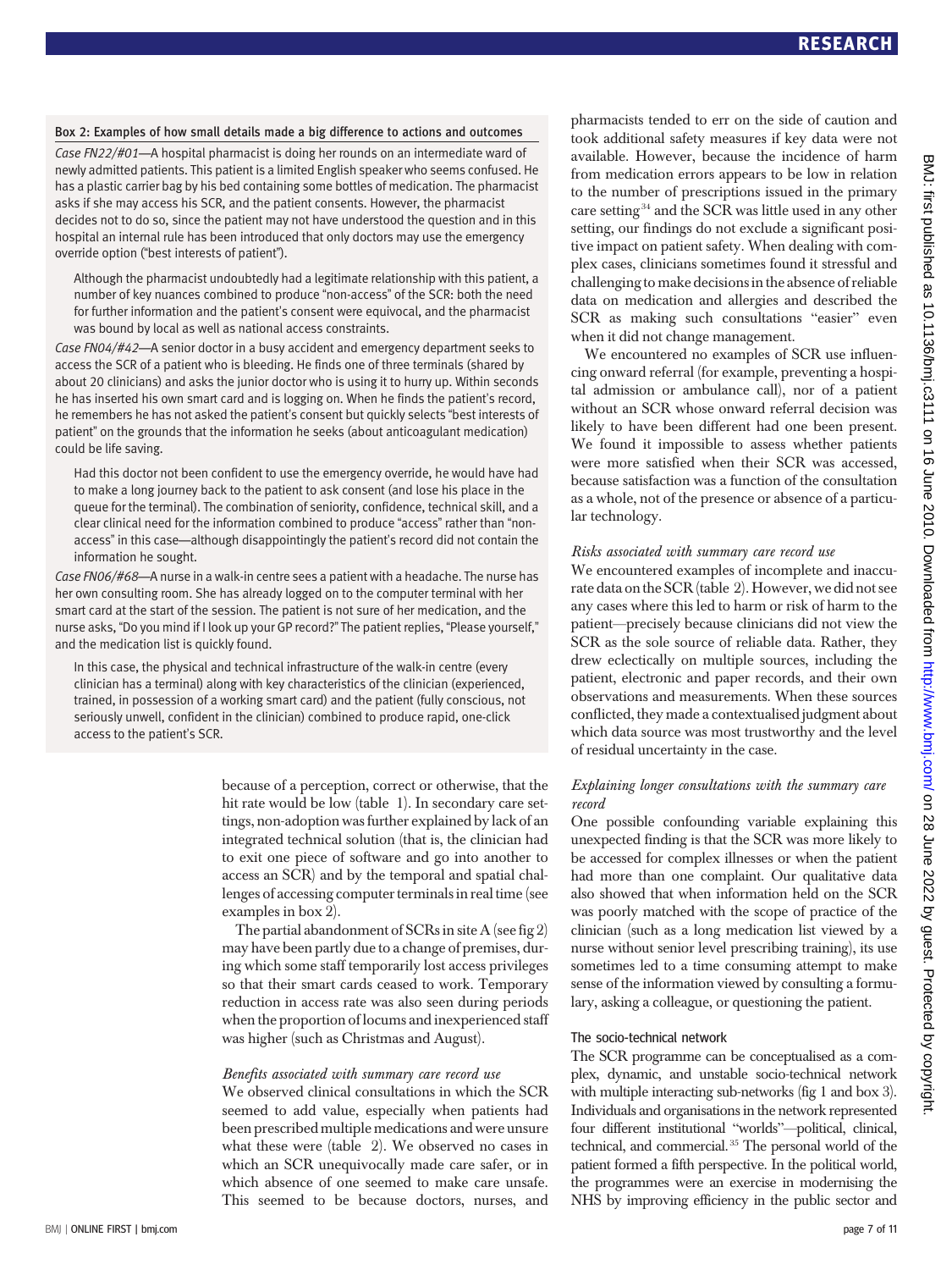### Box 2: Examples of how small details made a big difference to actions and outcomes

*Case FN22/#01*—A hospital pharmacist is doing her rounds on an intermediate ward of newly admitted patients. This patient is a limited English speaker who seems confused. He has a plastic carrier bag by his bed containing some bottles of medication. The pharmacist asks if she may access his SCR, and the patient consents. However, the pharmacist decides not to do so, since the patient may not have understood the question and in this hospital an internal rule has been introduced that only doctors may use the emergency override option ("best interests of patient").

Although the pharmacist undoubtedly had a legitimate relationship with this patient, a number of key nuances combined to produce "non-access" of the SCR: both the need for further information and the patient's consent were equivocal, and the pharmacist was bound by local as well as national access constraints.

*Case FN04/#42*—A senior doctor in a busy accident and emergency department seeks to access the SCR of a patient who is bleeding. He finds one of three terminals (shared by about 20 clinicians) and asks the junior doctor who is using it to hurry up. Within seconds he has inserted his own smart card and is logging on. When he finds the patient's record, he remembers he has not asked the patient's consent but quickly selects "best interests of patient" on the grounds that the information he seeks (about anticoagulant medication) could be life saving.

Had this doctor not been confident to use the emergency override, he would have had to make a long journey back to the patient to ask consent (and lose his place in the queue for the terminal). The combination of seniority, confidence, technical skill, and a clear clinical need for the information combined to produce "access" rather than "non-access" in this case—although disappointingly the patient's record did not contain the information he sought.

*Case FN06/#68*—A nurse in a walk-in centre sees a patient with a headache. The nurse has her own consulting room. She has already logged on to the computer terminal with her smart card at the start of the session. The patient is not sure of her medication, and the nurse asks, "Do you mind if I look up your GP record?" The patient replies, "Please yourself," and the medication list is quickly found.

In this case, the physical and technical infrastructure of the walk-in centre (every clinician has a terminal) along with key characteristics of the clinician (experienced, trained, in possession of a working smart card) and the patient (fully conscious, not seriously unwell, confident in the clinician) combined to produce rapid, one-click access to the patient's SCR.

because of a perception, correct or otherwise, that the hit rate would be low (table 1). In secondary care settings, non-adoption was further explained by lack of an integrated technical solution (that is, the clinician had to exit one piece of software and go into another to access an SCR) and by the temporal and spatial challenges of accessing computer terminals in real time (see examples in box 2).

The partial abandonment of SCRs in site A (see fig 2) may have been partly due to a change of premises, during which some staff temporarily lost access privileges so that their smart cards ceased to work. Temporary reduction in access rate was also seen during periods when the proportion of locums and inexperienced staff was higher (such as Christmas and August).

#### *Benefits associated with summary care record use*

We observed clinical consultations in which the SCR seemed to add value, especially when patients had been prescribed multiple medications and were unsure what these were (table 2). We observed no cases in which an SCR unequivocally made care safer, or in which absence of one seemed to make care unsafe. This seemed to be because doctors, nurses, and pharmacists tended to err on the side of caution and took additional safety measures if key data were not available. However, because the incidence of harm from medication errors appears to be low in relation to the number of prescriptions issued in the primary care setting[34] and the SCR was little used in any other setting, our findings do not exclude a significant positive impact on patient safety. When dealing with complex cases, clinicians sometimes found it stressful and challenging to make decisions in the absence of reliable data on medication and allergies and described the SCR as making such consultations "easier" even when it did not change management.

We encountered no examples of SCR use influencing onward referral (for example, preventing a hospital admission or ambulance call), nor of a patient without an SCR whose onward referral decision was likely to have been different had one been present. We found it impossible to assess whether patients were more satisfied when their SCR was accessed, because satisfaction was a function of the consultation as a whole, not of the presence or absence of a particular technology.

#### *Risks associated with summary care record use*

We encountered examples of incomplete and inaccurate data on the SCR (table 2). However, we did not see any cases where this led to harm or risk of harm to the patient—precisely because clinicians did not view the SCR as the sole source of reliable data. Rather, they drew eclectically on multiple sources, including the patient, electronic and paper records, and their own observations and measurements. When these sources conflicted, they made a contextualised judgment about which data source was most trustworthy and the level of residual uncertainty in the case.

#### *Explaining longer consultations with the summary care record*

One possible confounding variable explaining this unexpected finding is that the SCR was more likely to be accessed for complex illnesses or when the patient had more than one complaint. Our qualitative data also showed that when information held on the SCR was poorly matched with the scope of practice of the clinician (such as a long medication list viewed by a nurse without senior level prescribing training), its use sometimes led to a time consuming attempt to make sense of the information viewed by consulting a formulary, asking a colleague, or questioning the patient.

### The socio-technical network

The SCR programme can be conceptualised as a complex, dynamic, and unstable socio-technical network with multiple interacting sub-networks (fig 1 and box 3). Individuals and organisations in the network represented four different institutional "worlds"—political, clinical, technical, and commercial.[35] The personal world of the patient formed a fifth perspective. In the political world, the programmes were an exercise in modernising the NHS by improving efficiency in the public sector and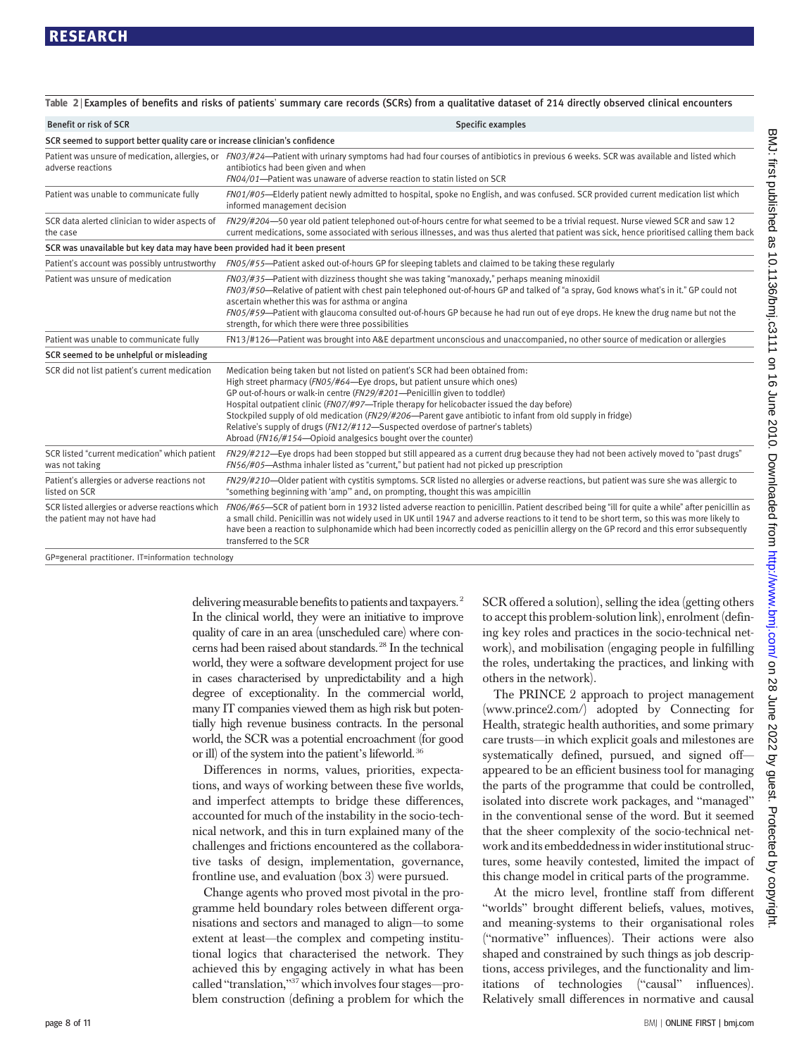Table 2 | Examples of benefits and risks of patients' summary care records (SCRs) from a qualitative dataset of 214 directly observed clinical encounters

| Benefit or risk of SCR | Specific examples |
|---|---|
| **SCR seemed to support better quality care or increase clinician's confidence** | |
| Patient was unsure of medication, allergies, or adverse reactions | *FN03/#24*—Patient with urinary symptoms had had four courses of antibiotics in previous 6 weeks. SCR was available and listed which antibiotics had been given and when<br>*FN04/01*—Patient was unaware of adverse reaction to statin listed on SCR |
| Patient was unable to communicate fully | *FN01/#05*—Elderly patient newly admitted to hospital, spoke no English, and was confused. SCR provided current medication list which informed management decision |
| SCR data alerted clinician to wider aspects of the case | *FN29/#204*—50 year old patient telephoned out-of-hours centre for what seemed to be a trivial request. Nurse viewed SCR and saw 12 current medications, some associated with serious illnesses, and was thus alerted that patient was sick, hence prioritised calling them back |
| **SCR was unavailable but key data may have been provided had it been present** | |
| Patient's account was possibly untrustworthy | *FN05/#55*—Patient asked out-of-hours GP for sleeping tablets and claimed to be taking these regularly |
| Patient was unsure of medication | *FN03/#35*—Patient with dizziness thought she was taking "manoxady," perhaps meaning minoxidil<br>*FN03/#50*—Relative of patient with chest pain telephoned out-of-hours GP and talked of "a spray, God knows what's in it." GP could not ascertain whether this was for asthma or angina<br>*FN05/#59*—Patient with glaucoma consulted out-of-hours GP because he had run out of eye drops. He knew the drug name but not the strength, for which there were three possibilities |
| Patient was unable to communicate fully | FN13/#126—Patient was brought into A&E department unconscious and unaccompanied, no other source of medication or allergies |
| **SCR seemed to be unhelpful or misleading** | |
| SCR did not list patient's current medication | Medication being taken but not listed on patient's SCR had been obtained from:<br>High street pharmacy (*FN05/#64*—Eye drops, but patient unsure which ones)<br>GP out-of-hours or walk-in centre (*FN29/#201*—Penicillin given to toddler)<br>Hospital outpatient clinic (*FN07/#97*—Triple therapy for helicobacter issued the day before)<br>Stockpiled supply of old medication (*FN29/#206*—Parent gave antibiotic to infant from old supply in fridge)<br>Relative's supply of drugs (*FN12/#112*—Suspected overdose of partner's tablets)<br>Abroad (*FN16/#154*—Opioid analgesics bought over the counter) |
| SCR listed "current medication" which patient was not taking | *FN29/#212*—Eye drops had been stopped but still appeared as a current drug because they had not been actively moved to "past drugs"<br>*FN56/#05*—Asthma inhaler listed as "current," but patient had not picked up prescription |
| Patient's allergies or adverse reactions not listed on SCR | *FN29/#210*—Older patient with cystitis symptoms. SCR listed no allergies or adverse reactions, but patient was sure she was allergic to "something beginning with 'amp'" and, on prompting, thought this was ampicillin |
| SCR listed allergies or adverse reactions which the patient may not have had | *FN06/#65*—SCR of patient born in 1932 listed adverse reaction to penicillin. Patient described being "ill for quite a while" after penicillin as a small child. Penicillin was not widely used in UK until 1947 and adverse reactions to it tend to be short term, so this was more likely to have been a reaction to sulphonamide which had been incorrectly coded as penicillin allergy on the GP record and this error subsequently transferred to the SCR |

GP=general practitioner. IT=information technology

delivering measurable benefits to patients and taxpayers.[2] In the clinical world, they were an initiative to improve quality of care in an area (unscheduled care) where concerns had been raised about standards.[28] In the technical world, they were a software development project for use in cases characterised by unpredictability and a high degree of exceptionality. In the commercial world, many IT companies viewed them as high risk but potentially high revenue business contracts. In the personal world, the SCR was a potential encroachment (for good or ill) of the system into the patient's lifeworld.[36]

Differences in norms, values, priorities, expectations, and ways of working between these five worlds, and imperfect attempts to bridge these differences, accounted for much of the instability in the socio-technical network, and this in turn explained many of the challenges and frictions encountered as the collaborative tasks of design, implementation, governance, frontline use, and evaluation (box 3) were pursued.

Change agents who proved most pivotal in the programme held boundary roles between different organisations and sectors and managed to align—to some extent at least—the complex and competing institutional logics that characterised the network. They achieved this by engaging actively in what has been called "translation,"[37] which involves four stages—problem construction (defining a problem for which the SCR offered a solution), selling the idea (getting others to accept this problem-solution link), enrolment (defining key roles and practices in the socio-technical network), and mobilisation (engaging people in fulfilling the roles, undertaking the practices, and linking with others in the network).

The PRINCE 2 approach to project management (www.prince2.com/) adopted by Connecting for Health, strategic health authorities, and some primary care trusts—in which explicit goals and milestones are systematically defined, pursued, and signed off—appeared to be an efficient business tool for managing the parts of the programme that could be controlled, isolated into discrete work packages, and "managed" in the conventional sense of the word. But it seemed that the sheer complexity of the socio-technical network and its embeddedness in wider institutional structures, some heavily contested, limited the impact of this change model in critical parts of the programme.

At the micro level, frontline staff from different "worlds" brought different beliefs, values, motives, and meaning-systems to their organisational roles ("normative" influences). Their actions were also shaped and constrained by such things as job descriptions, access privileges, and the functionality and limitations of technologies ("causal" influences). Relatively small differences in normative and causal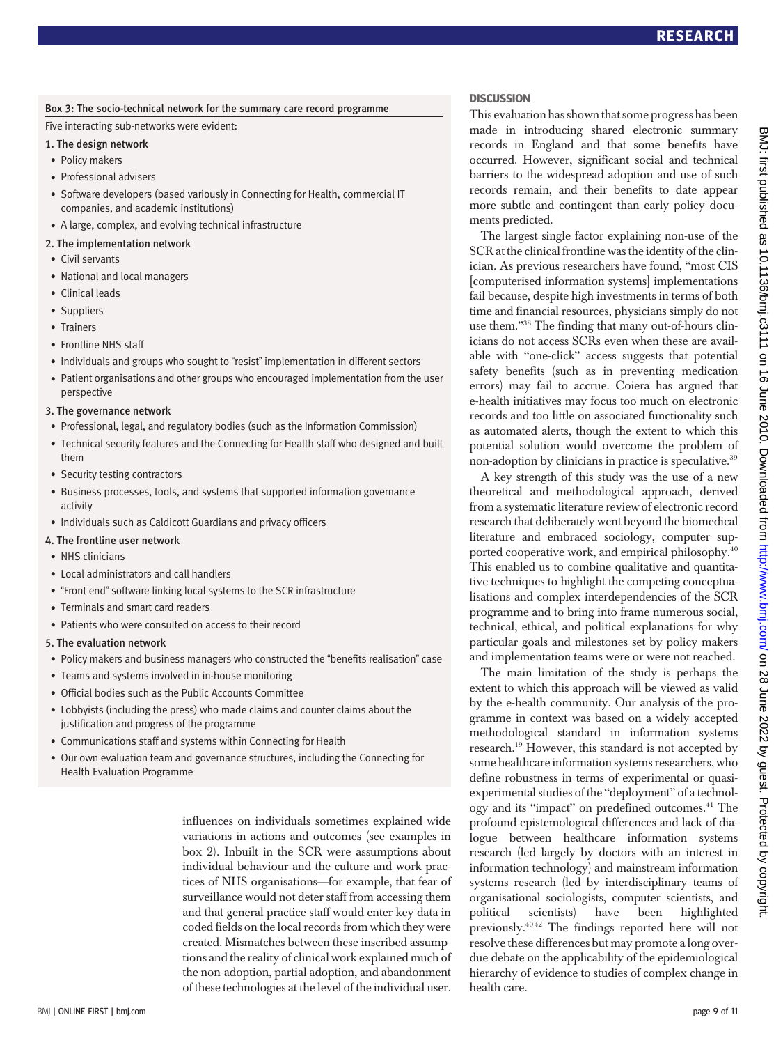### Box 3: The socio-technical network for the summary care record programme

Five interacting sub-networks were evident:

1. The design network
   - Policy makers
   - Professional advisers
   - Software developers (based variously in Connecting for Health, commercial IT companies, and academic institutions)
   - A large, complex, and evolving technical infrastructure
2. The implementation network
   - Civil servants
   - National and local managers
   - Clinical leads
   - Suppliers
   - Trainers
   - Frontline NHS staff
   - Individuals and groups who sought to "resist" implementation in different sectors
   - Patient organisations and other groups who encouraged implementation from the user perspective
3. The governance network
   - Professional, legal, and regulatory bodies (such as the Information Commission)
   - Technical security features and the Connecting for Health staff who designed and built them
   - Security testing contractors
   - Business processes, tools, and systems that supported information governance activity
   - Individuals such as Caldicott Guardians and privacy officers
4. The frontline user network
   - NHS clinicians
   - Local administrators and call handlers
   - "Front end" software linking local systems to the SCR infrastructure
   - Terminals and smart card readers
   - Patients who were consulted on access to their record
5. The evaluation network
   - Policy makers and business managers who constructed the "benefits realisation" case
   - Teams and systems involved in in-house monitoring
   - Official bodies such as the Public Accounts Committee
   - Lobbyists (including the press) who made claims and counter claims about the justification and progress of the programme
   - Communications staff and systems within Connecting for Health
   - Our own evaluation team and governance structures, including the Connecting for Health Evaluation Programme

influences on individuals sometimes explained wide variations in actions and outcomes (see examples in box 2). Inbuilt in the SCR were assumptions about individual behaviour and the culture and work practices of NHS organisations—for example, that fear of surveillance would not deter staff from accessing them and that general practice staff would enter key data in coded fields on the local records from which they were created. Mismatches between these inscribed assumptions and the reality of clinical work explained much of the non-adoption, partial adoption, and abandonment of these technologies at the level of the individual user.

## DISCUSSION

This evaluation has shown that some progress has been made in introducing shared electronic summary records in England and that some benefits have occurred. However, significant social and technical barriers to the widespread adoption and use of such records remain, and their benefits to date appear more subtle and contingent than early policy documents predicted.

The largest single factor explaining non-use of the SCR at the clinical frontline was the identity of the clinician. As previous researchers have found, "most CIS [computerised information systems] implementations fail because, despite high investments in terms of both time and financial resources, physicians simply do not use them."[38] The finding that many out-of-hours clinicians do not access SCRs even when these are available with "one-click" access suggests that potential safety benefits (such as in preventing medication errors) may fail to accrue. Coiera has argued that e-health initiatives may focus too much on electronic records and too little on associated functionality such as automated alerts, though the extent to which this potential solution would overcome the problem of non-adoption by clinicians in practice is speculative.[39]

A key strength of this study was the use of a new theoretical and methodological approach, derived from a systematic literature review of electronic record research that deliberately went beyond the biomedical literature and embraced sociology, computer supported cooperative work, and empirical philosophy.[40] This enabled us to combine qualitative and quantitative techniques to highlight the competing conceptualisations and complex interdependencies of the SCR programme and to bring into frame numerous social, technical, ethical, and political explanations for why particular goals and milestones set by policy makers and implementation teams were or were not reached.

The main limitation of the study is perhaps the extent to which this approach will be viewed as valid by the e-health community. Our analysis of the programme in context was based on a widely accepted methodological standard in information systems research.[19] However, this standard is not accepted by some healthcare information systems researchers, who define robustness in terms of experimental or quasi-experimental studies of the "deployment" of a technology and its "impact" on predefined outcomes.[41] The profound epistemological differences and lack of dialogue between healthcare information systems research (led largely by doctors with an interest in information technology) and mainstream information systems research (led by interdisciplinary teams of organisational sociologists, computer scientists, and political scientists) have been highlighted previously.[40,42] The findings reported here will not resolve these differences but may promote a long overdue debate on the applicability of the epidemiological hierarchy of evidence to studies of complex change in health care.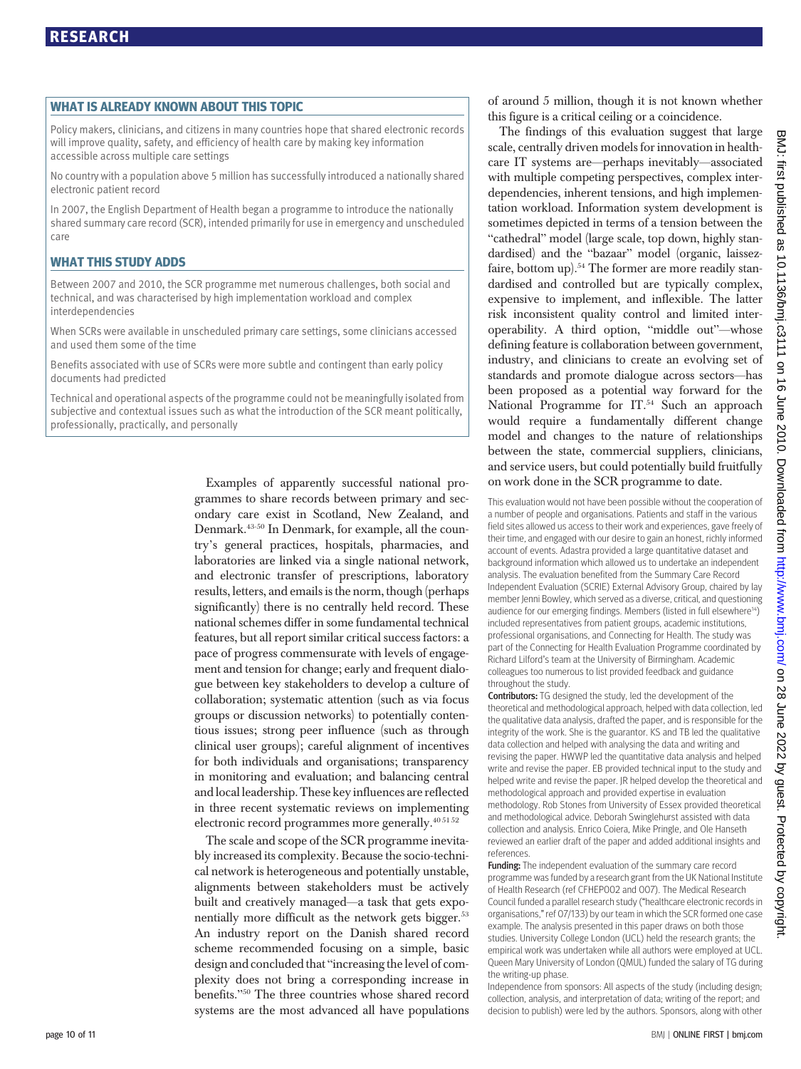## WHAT IS ALREADY KNOWN ABOUT THIS TOPIC

Policy makers, clinicians, and citizens in many countries hope that shared electronic records will improve quality, safety, and efficiency of health care by making key information accessible across multiple care settings

No country with a population above 5 million has successfully introduced a nationally shared electronic patient record

In 2007, the English Department of Health began a programme to introduce the nationally shared summary care record (SCR), intended primarily for use in emergency and unscheduled care

## WHAT THIS STUDY ADDS

Between 2007 and 2010, the SCR programme met numerous challenges, both social and technical, and was characterised by high implementation workload and complex interdependencies

When SCRs were available in unscheduled primary care settings, some clinicians accessed and used them some of the time

Benefits associated with use of SCRs were more subtle and contingent than early policy documents had predicted

Technical and operational aspects of the programme could not be meaningfully isolated from subjective and contextual issues such as what the introduction of the SCR meant politically, professionally, practically, and personally

Examples of apparently successful national programmes to share records between primary and secondary care exist in Scotland, New Zealand, and Denmark.[43-50] In Denmark, for example, all the country's general practices, hospitals, pharmacies, and laboratories are linked via a single national network, and electronic transfer of prescriptions, laboratory results, letters, and emails is the norm, though (perhaps significantly) there is no centrally held record. These national schemes differ in some fundamental technical features, but all report similar critical success factors: a pace of progress commensurate with levels of engagement and tension for change; early and frequent dialogue between key stakeholders to develop a culture of collaboration; systematic attention (such as via focus groups or discussion networks) to potentially contentious issues; strong peer influence (such as through clinical user groups); careful alignment of incentives for both individuals and organisations; transparency in monitoring and evaluation; and balancing central and local leadership. These key influences are reflected in three recent systematic reviews on implementing electronic record programmes more generally.[40 51 52]

The scale and scope of the SCR programme inevitably increased its complexity. Because the socio-technical network is heterogeneous and potentially unstable, alignments between stakeholders must be actively built and creatively managed—a task that gets exponentially more difficult as the network gets bigger.[53] An industry report on the Danish shared record scheme recommended focusing on a simple, basic design and concluded that "increasing the level of complexity does not bring a corresponding increase in benefits."[50] The three countries whose shared record systems are the most advanced all have populations of around 5 million, though it is not known whether this figure is a critical ceiling or a coincidence.

The findings of this evaluation suggest that large scale, centrally driven models for innovation in healthcare IT systems are—perhaps inevitably—associated with multiple competing perspectives, complex interdependencies, inherent tensions, and high implementation workload. Information system development is sometimes depicted in terms of a tension between the "cathedral" model (large scale, top down, highly standardised) and the "bazaar" model (organic, laissez-faire, bottom up).[54] The former are more readily standardised and controlled but are typically complex, expensive to implement, and inflexible. The latter risk inconsistent quality control and limited interoperability. A third option, "middle out"—whose defining feature is collaboration between government, industry, and clinicians to create an evolving set of standards and promote dialogue across sectors—has been proposed as a potential way forward for the National Programme for IT.[54] Such an approach would require a fundamentally different change model and changes to the nature of relationships between the state, commercial suppliers, clinicians, and service users, but could potentially build fruitfully on work done in the SCR programme to date.

This evaluation would not have been possible without the cooperation of a number of people and organisations. Patients and staff in the various field sites allowed us access to their work and experiences, gave freely of their time, and engaged with our desire to gain an honest, richly informed account of events. Adastra provided a large quantitative dataset and background information which allowed us to undertake an independent analysis. The evaluation benefited from the Summary Care Record Independent Evaluation (SCRIE) External Advisory Group, chaired by lay member Jenni Bowley, which served as a diverse, critical, and questioning audience for our emerging findings. Members (listed in full elsewhere[14]) included representatives from patient groups, academic institutions, professional organisations, and Connecting for Health. The study was part of the Connecting for Health Evaluation Programme coordinated by Richard Lilford's team at the University of Birmingham. Academic colleagues too numerous to list provided feedback and guidance throughout the study.

**Contributors:** TG designed the study, led the development of the theoretical and methodological approach, helped with data collection, led the qualitative data analysis, drafted the paper, and is responsible for the integrity of the work. She is the guarantor. KS and TB led the qualitative data collection and helped with analysing the data and writing and revising the paper. HWWP led the quantitative data analysis and helped write and revise the paper. EB provided technical input to the study and helped write and revise the paper. JR helped develop the theoretical and methodological approach and provided expertise in evaluation methodology. Rob Stones from University of Essex provided theoretical and methodological advice. Deborah Swinglehurst assisted with data collection and analysis. Enrico Coiera, Mike Pringle, and Ole Hanseth reviewed an earlier draft of the paper and added additional insights and references.

**Funding:** The independent evaluation of the summary care record programme was funded by a research grant from the UK National Institute of Health Research (ref CFHEP002 and 007). The Medical Research Council funded a parallel research study ("healthcare electronic records in organisations," ref 07/133) by our team in which the SCR formed one case example. The analysis presented in this paper draws on both those studies. University College London (UCL) held the research grants; the empirical work was undertaken while all authors were employed at UCL. Queen Mary University of London (QMUL) funded the salary of TG during the writing-up phase.

Independence from sponsors: All aspects of the study (including design; collection, analysis, and interpretation of data; writing of the report; and decision to publish) were led by the authors. Sponsors, along with other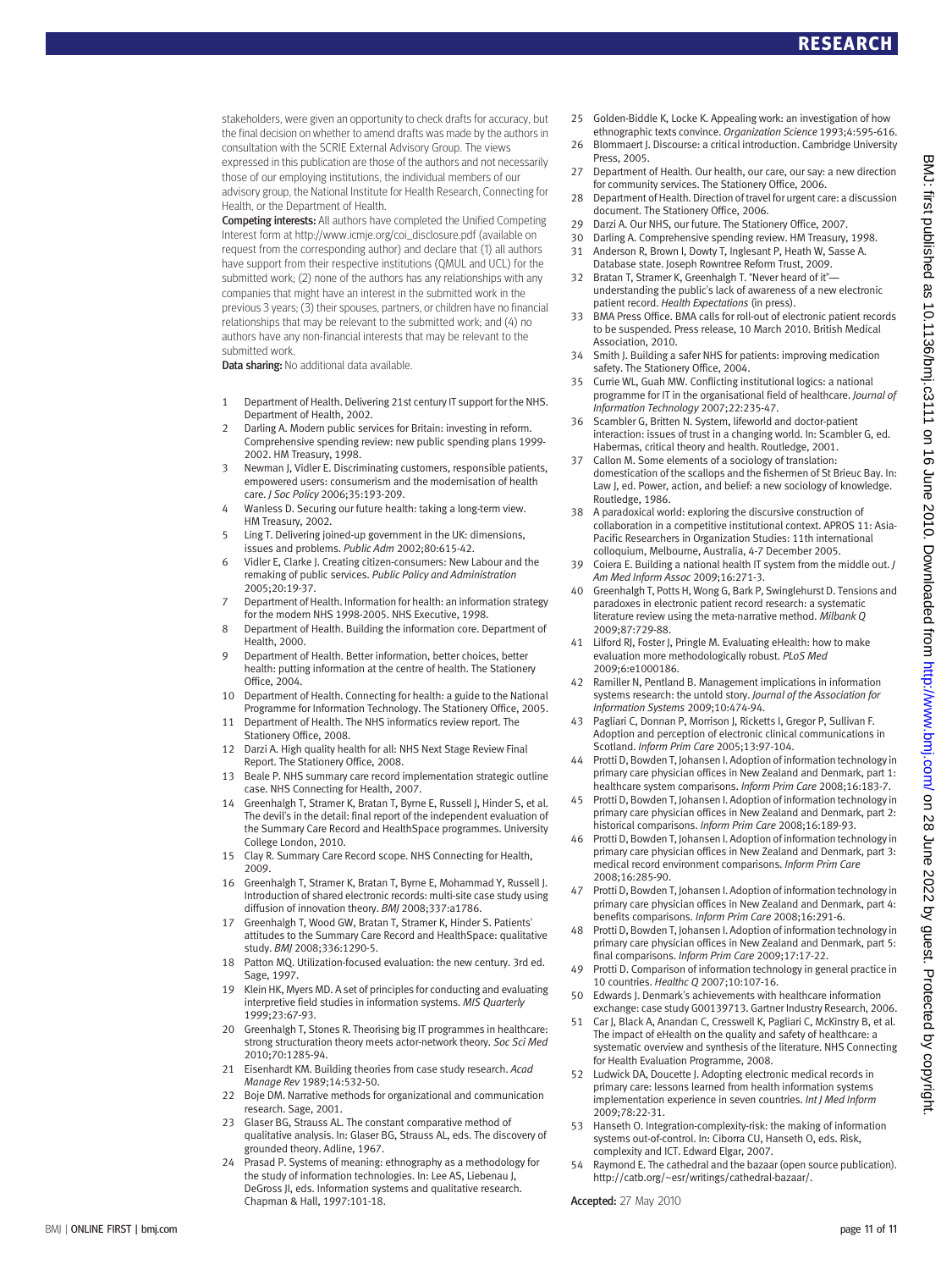stakeholders, were given an opportunity to check drafts for accuracy, but the final decision on whether to amend drafts was made by the authors in consultation with the SCRIE External Advisory Group. The views expressed in this publication are those of the authors and not necessarily those of our employing institutions, the individual members of our advisory group, the National Institute for Health Research, Connecting for Health, or the Department of Health.

**Competing interests:** All authors have completed the Unified Competing Interest form at http://www.icmje.org/coi_disclosure.pdf (available on request from the corresponding author) and declare that (1) all authors have support from their respective institutions (QMUL and UCL) for the submitted work; (2) none of the authors has any relationships with any companies that might have an interest in the submitted work in the previous 3 years; (3) their spouses, partners, or children have no financial relationships that may be relevant to the submitted work; and (4) no authors have any non-financial interests that may be relevant to the submitted work.

**Data sharing:** No additional data available.

1. Department of Health. Delivering 21st century IT support for the NHS. Department of Health, 2002.
2. Darling A. Modern public services for Britain: investing in reform. Comprehensive spending review: new public spending plans 1999-2002. HM Treasury, 1998.
3. Newman J, Vidler E. Discriminating customers, responsible patients, empowered users: consumerism and the modernisation of health care. *J Soc Policy* 2006;35:193-209.
4. Wanless D. Securing our future health: taking a long-term view. HM Treasury, 2002.
5. Ling T. Delivering joined-up government in the UK: dimensions, issues and problems. *Public Adm* 2002;80:615-42.
6. Vidler E, Clarke J. Creating citizen-consumers: New Labour and the remaking of public services. *Public Policy and Administration* 2005;20:19-37.
7. Department of Health. Information for health: an information strategy for the modern NHS 1998-2005. NHS Executive, 1998.
8. Department of Health. Building the information core. Department of Health, 2000.
9. Department of Health. Better information, better choices, better health: putting information at the centre of health. The Stationery Office, 2004.
10. Department of Health. Connecting for health: a guide to the National Programme for Information Technology. The Stationery Office, 2005.
11. Department of Health. The NHS informatics review report. The Stationery Office, 2008.
12. Darzi A. High quality health for all: NHS Next Stage Review Final Report. The Stationery Office, 2008.
13. Beale P. NHS summary care record implementation strategic outline case. NHS Connecting for Health, 2007.
14. Greenhalgh T, Stramer K, Bratan T, Byrne E, Russell J, Hinder S, et al. The devil's in the detail: final report of the independent evaluation of the Summary Care Record and HealthSpace programmes. University College London, 2010.
15. Clay R. Summary Care Record scope. NHS Connecting for Health, 2009.
16. Greenhalgh T, Stramer K, Bratan T, Byrne E, Mohammad Y, Russell J. Introduction of shared electronic records: multi-site case study using diffusion of innovation theory. *BMJ* 2008;337:a1786.
17. Greenhalgh T, Wood GW, Bratan T, Stramer K, Hinder S. Patients' attitudes to the Summary Care Record and HealthSpace: qualitative study. *BMJ* 2008;336:1290-5.
18. Patton MQ. Utilization-focused evaluation: the new century. 3rd ed. Sage, 1997.
19. Klein HK, Myers MD. A set of principles for conducting and evaluating interpretive field studies in information systems. *MIS Quarterly* 1999;23:67-93.
20. Greenhalgh T, Stones R. Theorising big IT programmes in healthcare: strong structuration theory meets actor-network theory. *Soc Sci Med* 2010;70:1285-94.
21. Eisenhardt KM. Building theories from case study research. *Acad Manage Rev* 1989;14:532-50.
22. Boje DM. Narrative methods for organizational and communication research. Sage, 2001.
23. Glaser BG, Strauss AL. The constant comparative method of qualitative analysis. In: Glaser BG, Strauss AL, eds. The discovery of grounded theory. Adline, 1967.
24. Prasad P. Systems of meaning: ethnography as a methodology for the study of information technologies. In: Lee AS, Liebenau J, DeGross JI, eds. Information systems and qualitative research. Chapman & Hall, 1997:101-18.
25. Golden-Biddle K, Locke K. Appealing work: an investigation of how ethnographic texts convince. *Organization Science* 1993;4:595-616.
26. Blommaert J. Discourse: a critical introduction. Cambridge University Press, 2005.
27. Department of Health. Our health, our care, our say: a new direction for community services. The Stationery Office, 2006.
28. Department of Health. Direction of travel for urgent care: a discussion document. The Stationery Office, 2006.
29. Darzi A. Our NHS, our future. The Stationery Office, 2007.
30. Darling A. Comprehensive spending review. HM Treasury, 1998.
31. Anderson R, Brown I, Dowty T, Inglesant P, Heath W, Sasse A. Database state. Joseph Rowntree Reform Trust, 2009.
32. Bratan T, Stramer K, Greenhalgh T. "Never heard of it"—understanding the public's lack of awareness of a new electronic patient record. *Health Expectations* (in press).
33. BMA Press Office. BMA calls for roll-out of electronic patient records to be suspended. Press release, 10 March 2010. British Medical Association, 2010.
34. Smith J. Building a safer NHS for patients: improving medication safety. The Stationery Office, 2004.
35. Currie WL, Guah MW. Conflicting institutional logics: a national programme for IT in the organisational field of healthcare. *Journal of Information Technology* 2007;22:235-47.
36. Scambler G, Britten N. System, lifeworld and doctor-patient interaction: issues of trust in a changing world. In: Scambler G, ed. Habermas, critical theory and health. Routledge, 2001.
37. Callon M. Some elements of a sociology of translation: domestication of the scallops and the fishermen of St Brieuc Bay. In: Law J, ed. Power, action, and belief: a new sociology of knowledge. Routledge, 1986.
38. A paradoxical world: exploring the discursive construction of collaboration in a competitive institutional context. APROS 11: Asia-Pacific Researchers in Organization Studies: 11th international colloquium, Melbourne, Australia, 4-7 December 2005.
39. Coiera E. Building a national health IT system from the middle out. *J Am Med Inform Assoc* 2009;16:271-3.
40. Greenhalgh T, Potts H, Wong G, Bark P, Swinglehurst D. Tensions and paradoxes in electronic patient record research: a systematic literature review using the meta-narrative method. *Milbank Q* 2009;87:729-88.
41. Lilford RJ, Foster J, Pringle M. Evaluating eHealth: how to make evaluation more methodologically robust. *PLoS Med* 2009;6:e1000186.
42. Ramiller N, Pentland B. Management implications in information systems research: the untold story. *Journal of the Association for Information Systems* 2009;10:474-94.
43. Pagliari C, Donnan P, Morrison J, Ricketts I, Gregor P, Sullivan F. Adoption and perception of electronic clinical communications in Scotland. *Inform Prim Care* 2005;13:97-104.
44. Protti D, Bowden T, Johansen I. Adoption of information technology in primary care physician offices in New Zealand and Denmark, part 1: healthcare system comparisons. *Inform Prim Care* 2008;16:183-7.
45. Protti D, Bowden T, Johansen I. Adoption of information technology in primary care physician offices in New Zealand and Denmark, part 2: historical comparisons. *Inform Prim Care* 2008;16:189-93.
46. Protti D, Bowden T, Johansen I. Adoption of information technology in primary care physician offices in New Zealand and Denmark, part 3: medical record environment comparisons. *Inform Prim Care* 2008;16:285-90.
47. Protti D, Bowden T, Johansen I. Adoption of information technology in primary care physician offices in New Zealand and Denmark, part 4: benefits comparisons. *Inform Prim Care* 2008;16:291-6.
48. Protti D, Bowden T, Johansen I. Adoption of information technology in primary care physician offices in New Zealand and Denmark, part 5: final comparisons. *Inform Prim Care* 2009;17:17-22.
49. Protti D. Comparison of information technology in general practice in 10 countries. *Healthc Q* 2007;10:107-16.
50. Edwards J. Denmark's achievements with healthcare information exchange: case study G00139713. Gartner Industry Research, 2006.
51. Car J, Black A, Anandan C, Cresswell K, Pagliari C, McKinstry B, et al. The impact of eHealth on the quality and safety of healthcare: a systematic overview and synthesis of the literature. NHS Connecting for Health Evaluation Programme, 2008.
52. Ludwick DA, Doucette J. Adopting electronic medical records in primary care: lessons learned from health information systems implementation experience in seven countries. *Int J Med Inform* 2009;78:22-31.
53. Hanseth O. Integration-complexity-risk: the making of information systems out-of-control. In: Ciborra CU, Hanseth O, eds. Risk, complexity and ICT. Edward Elgar, 2007.
54. Raymond E. The cathedral and the bazaar (open source publication). http://catb.org/~esr/writings/cathedral-bazaar/.

**Accepted:** 27 May 2010